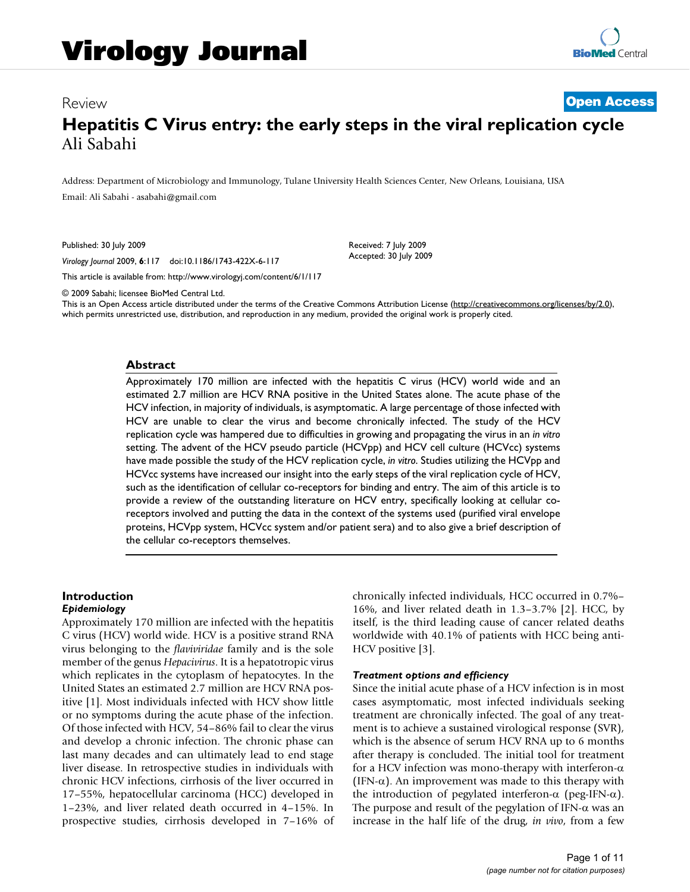# Virology Journal

Review

**Open Access**

# Hepatitis C Virus entry: the early steps in the viral replication cycle

Ali Sabahi

Address: Department of Microbiology and Immunology, Tulane University Health Sciences Center, New Orleans, Louisiana, USA

Email: Ali Sabahi - asabahi@gmail.com

Published: 30 July 2009

*Virology Journal* 2009, **6**:117 doi:10.1186/1743-422X-6-117

Received: 7 July 2009
Accepted: 30 July 2009

This article is available from: http://www.virologyj.com/content/6/1/117

© 2009 Sabahi; licensee BioMed Central Ltd.
This is an Open Access article distributed under the terms of the Creative Commons Attribution License (http://creativecommons.org/licenses/by/2.0), which permits unrestricted use, distribution, and reproduction in any medium, provided the original work is properly cited.

## Abstract

Approximately 170 million are infected with the hepatitis C virus (HCV) world wide and an estimated 2.7 million are HCV RNA positive in the United States alone. The acute phase of the HCV infection, in majority of individuals, is asymptomatic. A large percentage of those infected with HCV are unable to clear the virus and become chronically infected. The study of the HCV replication cycle was hampered due to difficulties in growing and propagating the virus in an *in vitro* setting. The advent of the HCV pseudo particle (HCVpp) and HCV cell culture (HCVcc) systems have made possible the study of the HCV replication cycle, *in vitro*. Studies utilizing the HCVpp and HCVcc systems have increased our insight into the early steps of the viral replication cycle of HCV, such as the identification of cellular co-receptors for binding and entry. The aim of this article is to provide a review of the outstanding literature on HCV entry, specifically looking at cellular co-receptors involved and putting the data in the context of the systems used (purified viral envelope proteins, HCVpp system, HCVcc system and/or patient sera) and to also give a brief description of the cellular co-receptors themselves.

## Introduction

### *Epidemiology*

Approximately 170 million are infected with the hepatitis C virus (HCV) world wide. HCV is a positive strand RNA virus belonging to the *flaviviridae* family and is the sole member of the genus *Hepacivirus*. It is a hepatotropic virus which replicates in the cytoplasm of hepatocytes. In the United States an estimated 2.7 million are HCV RNA positive [1]. Most individuals infected with HCV show little or no symptoms during the acute phase of the infection. Of those infected with HCV, 54–86% fail to clear the virus and develop a chronic infection. The chronic phase can last many decades and can ultimately lead to end stage liver disease. In retrospective studies in individuals with chronic HCV infections, cirrhosis of the liver occurred in 17–55%, hepatocellular carcinoma (HCC) developed in 1–23%, and liver related death occurred in 4–15%. In prospective studies, cirrhosis developed in 7–16% of chronically infected individuals, HCC occurred in 0.7%–16%, and liver related death in 1.3–3.7% [2]. HCC, by itself, is the third leading cause of cancer related deaths worldwide with 40.1% of patients with HCC being anti-HCV positive [3].

### *Treatment options and efficiency*

Since the initial acute phase of a HCV infection is in most cases asymptomatic, most infected individuals seeking treatment are chronically infected. The goal of any treatment is to achieve a sustained virological response (SVR), which is the absence of serum HCV RNA up to 6 months after therapy is concluded. The initial tool for treatment for a HCV infection was mono-therapy with interferon-α (IFN-α). An improvement was made to this therapy with the introduction of pegylated interferon-α (peg-IFN-α). The purpose and result of the pegylation of IFN-α was an increase in the half life of the drug, *in vivo*, from a few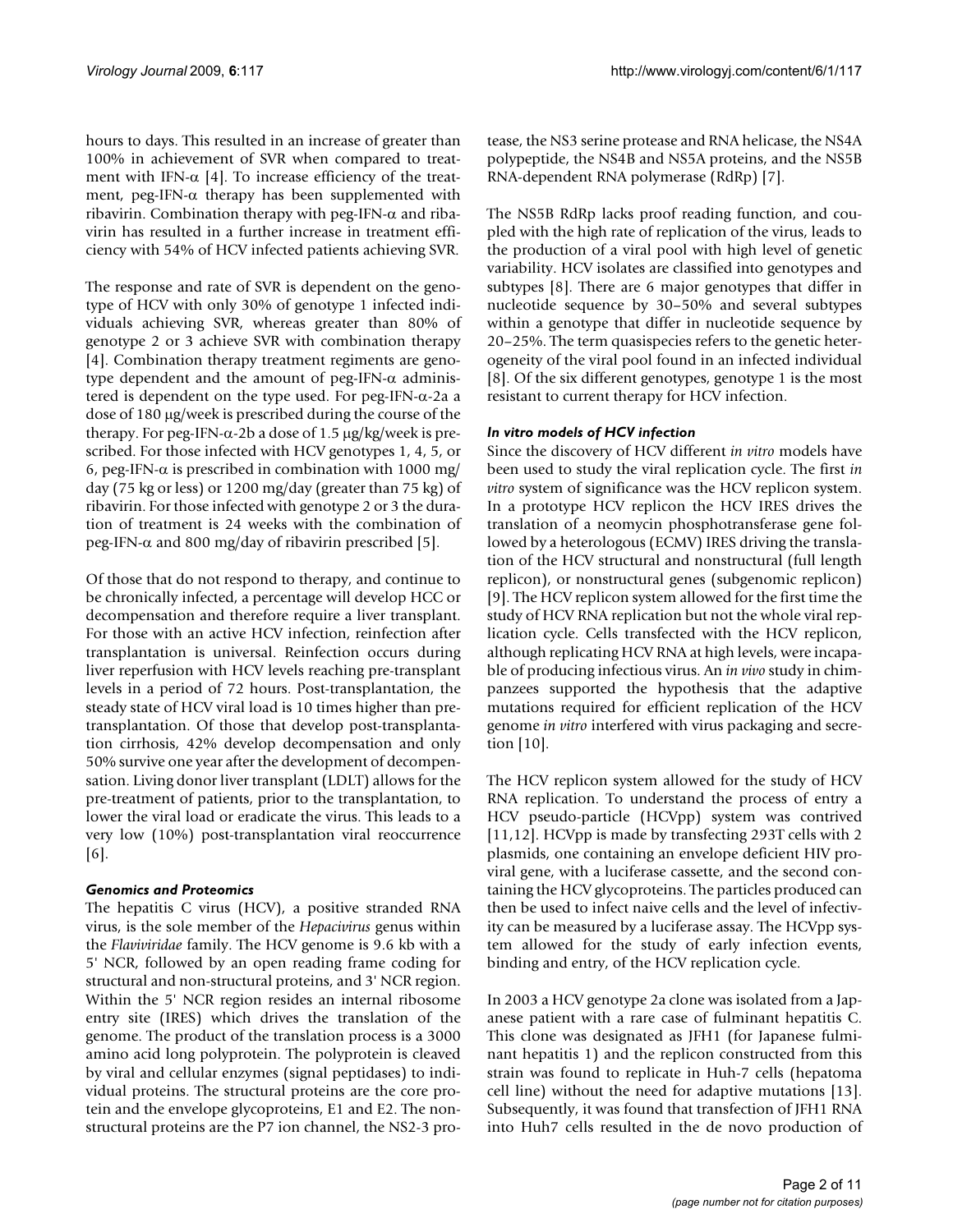hours to days. This resulted in an increase of greater than 100% in achievement of SVR when compared to treatment with IFN-α [4]. To increase efficiency of the treatment, peg-IFN-α therapy has been supplemented with ribavirin. Combination therapy with peg-IFN-α and ribavirin has resulted in a further increase in treatment efficiency with 54% of HCV infected patients achieving SVR.

The response and rate of SVR is dependent on the genotype of HCV with only 30% of genotype 1 infected individuals achieving SVR, whereas greater than 80% of genotype 2 or 3 achieve SVR with combination therapy [4]. Combination therapy treatment regiments are genotype dependent and the amount of peg-IFN-α administered is dependent on the type used. For peg-IFN-α-2a a dose of 180 μg/week is prescribed during the course of the therapy. For peg-IFN-α-2b a dose of 1.5 μg/kg/week is prescribed. For those infected with HCV genotypes 1, 4, 5, or 6, peg-IFN-α is prescribed in combination with 1000 mg/day (75 kg or less) or 1200 mg/day (greater than 75 kg) of ribavirin. For those infected with genotype 2 or 3 the duration of treatment is 24 weeks with the combination of peg-IFN-α and 800 mg/day of ribavirin prescribed [5].

Of those that do not respond to therapy, and continue to be chronically infected, a percentage will develop HCC or decompensation and therefore require a liver transplant. For those with an active HCV infection, reinfection after transplantation is universal. Reinfection occurs during liver reperfusion with HCV levels reaching pre-transplant levels in a period of 72 hours. Post-transplantation, the steady state of HCV viral load is 10 times higher than pre-transplantation. Of those that develop post-transplantation cirrhosis, 42% develop decompensation and only 50% survive one year after the development of decompensation. Living donor liver transplant (LDLT) allows for the pre-treatment of patients, prior to the transplantation, to lower the viral load or eradicate the virus. This leads to a very low (10%) post-transplantation viral reoccurrence [6].

### *Genomics and Proteomics*

The hepatitis C virus (HCV), a positive stranded RNA virus, is the sole member of the *Hepacivirus* genus within the *Flaviviridae* family. The HCV genome is 9.6 kb with a 5' NCR, followed by an open reading frame coding for structural and non-structural proteins, and 3' NCR region. Within the 5' NCR region resides an internal ribosome entry site (IRES) which drives the translation of the genome. The product of the translation process is a 3000 amino acid long polyprotein. The polyprotein is cleaved by viral and cellular enzymes (signal peptidases) to individual proteins. The structural proteins are the core protein and the envelope glycoproteins, E1 and E2. The nonstructural proteins are the P7 ion channel, the NS2-3 protease, the NS3 serine protease and RNA helicase, the NS4A polypeptide, the NS4B and NS5A proteins, and the NS5B RNA-dependent RNA polymerase (RdRp) [7].

The NS5B RdRp lacks proof reading function, and coupled with the high rate of replication of the virus, leads to the production of a viral pool with high level of genetic variability. HCV isolates are classified into genotypes and subtypes [8]. There are 6 major genotypes that differ in nucleotide sequence by 30–50% and several subtypes within a genotype that differ in nucleotide sequence by 20–25%. The term quasispecies refers to the genetic heterogeneity of the viral pool found in an infected individual [8]. Of the six different genotypes, genotype 1 is the most resistant to current therapy for HCV infection.

### *In vitro models of HCV infection*

Since the discovery of HCV different *in vitro* models have been used to study the viral replication cycle. The first *in vitro* system of significance was the HCV replicon system. In a prototype HCV replicon the HCV IRES drives the translation of a neomycin phosphotransferase gene followed by a heterologous (ECMV) IRES driving the translation of the HCV structural and nonstructural (full length replicon), or nonstructural genes (subgenomic replicon) [9]. The HCV replicon system allowed for the first time the study of HCV RNA replication but not the whole viral replication cycle. Cells transfected with the HCV replicon, although replicating HCV RNA at high levels, were incapable of producing infectious virus. An *in vivo* study in chimpanzees supported the hypothesis that the adaptive mutations required for efficient replication of the HCV genome *in vitro* interfered with virus packaging and secretion [10].

The HCV replicon system allowed for the study of HCV RNA replication. To understand the process of entry a HCV pseudo-particle (HCVpp) system was contrived [11,12]. HCVpp is made by transfecting 293T cells with 2 plasmids, one containing an envelope deficient HIV proviral gene, with a luciferase cassette, and the second containing the HCV glycoproteins. The particles produced can then be used to infect naive cells and the level of infectivity can be measured by a luciferase assay. The HCVpp system allowed for the study of early infection events, binding and entry, of the HCV replication cycle.

In 2003 a HCV genotype 2a clone was isolated from a Japanese patient with a rare case of fulminant hepatitis C. This clone was designated as JFH1 (for Japanese fulminant hepatitis 1) and the replicon constructed from this strain was found to replicate in Huh-7 cells (hepatoma cell line) without the need for adaptive mutations [13]. Subsequently, it was found that transfection of JFH1 RNA into Huh7 cells resulted in the de novo production of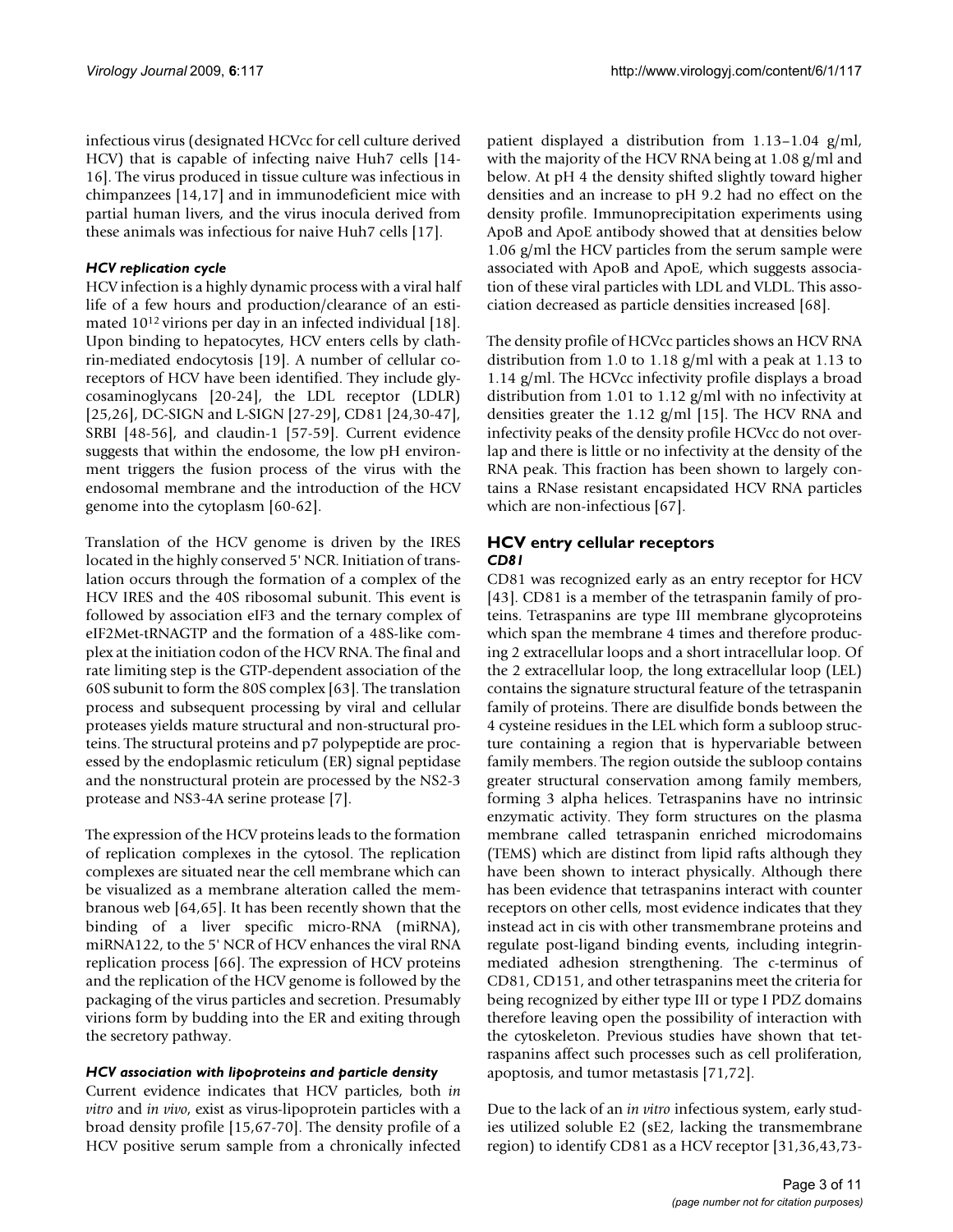infectious virus (designated HCVcc for cell culture derived HCV) that is capable of infecting naive Huh7 cells [14-16]. The virus produced in tissue culture was infectious in chimpanzees [14,17] and in immunodeficient mice with partial human livers, and the virus inocula derived from these animals was infectious for naive Huh7 cells [17].

### *HCV replication cycle*

HCV infection is a highly dynamic process with a viral half life of a few hours and production/clearance of an estimated $10^{12}$ virions per day in an infected individual [18]. Upon binding to hepatocytes, HCV enters cells by clathrin-mediated endocytosis [19]. A number of cellular co-receptors of HCV have been identified. They include glycosaminoglycans [20-24], the LDL receptor (LDLR) [25,26], DC-SIGN and L-SIGN [27-29], CD81 [24,30-47], SRBI [48-56], and claudin-1 [57-59]. Current evidence suggests that within the endosome, the low pH environment triggers the fusion process of the virus with the endosomal membrane and the introduction of the HCV genome into the cytoplasm [60-62].

Translation of the HCV genome is driven by the IRES located in the highly conserved 5' NCR. Initiation of translation occurs through the formation of a complex of the HCV IRES and the 40S ribosomal subunit. This event is followed by association eIF3 and the ternary complex of eIF2Met-tRNAGTP and the formation of a 48S-like complex at the initiation codon of the HCV RNA. The final and rate limiting step is the GTP-dependent association of the 60S subunit to form the 80S complex [63]. The translation process and subsequent processing by viral and cellular proteases yields mature structural and non-structural proteins. The structural proteins and p7 polypeptide are processed by the endoplasmic reticulum (ER) signal peptidase and the nonstructural protein are processed by the NS2-3 protease and NS3-4A serine protease [7].

The expression of the HCV proteins leads to the formation of replication complexes in the cytosol. The replication complexes are situated near the cell membrane which can be visualized as a membrane alteration called the membranous web [64,65]. It has been recently shown that the binding of a liver specific micro-RNA (miRNA), miRNA122, to the 5' NCR of HCV enhances the viral RNA replication process [66]. The expression of HCV proteins and the replication of the HCV genome is followed by the packaging of the virus particles and secretion. Presumably virions form by budding into the ER and exiting through the secretory pathway.

### *HCV association with lipoproteins and particle density*

Current evidence indicates that HCV particles, both *in vitro* and *in vivo*, exist as virus-lipoprotein particles with a broad density profile [15,67-70]. The density profile of a HCV positive serum sample from a chronically infected patient displayed a distribution from 1.13–1.04 g/ml, with the majority of the HCV RNA being at 1.08 g/ml and below. At pH 4 the density shifted slightly toward higher densities and an increase to pH 9.2 had no effect on the density profile. Immunoprecipitation experiments using ApoB and ApoE antibody showed that at densities below 1.06 g/ml the HCV particles from the serum sample were associated with ApoB and ApoE, which suggests association of these viral particles with LDL and VLDL. This association decreased as particle densities increased [68].

The density profile of HCVcc particles shows an HCV RNA distribution from 1.0 to 1.18 g/ml with a peak at 1.13 to 1.14 g/ml. The HCVcc infectivity profile displays a broad distribution from 1.01 to 1.12 g/ml with no infectivity at densities greater the 1.12 g/ml [15]. The HCV RNA and infectivity peaks of the density profile HCVcc do not overlap and there is little or no infectivity at the density of the RNA peak. This fraction has been shown to largely contains a RNase resistant encapsidated HCV RNA particles which are non-infectious [67].

## HCV entry cellular receptors

### *CD81*

CD81 was recognized early as an entry receptor for HCV [43]. CD81 is a member of the tetraspanin family of proteins. Tetraspanins are type III membrane glycoproteins which span the membrane 4 times and therefore producing 2 extracellular loops and a short intracellular loop. Of the 2 extracellular loop, the long extracellular loop (LEL) contains the signature structural feature of the tetraspanin family of proteins. There are disulfide bonds between the 4 cysteine residues in the LEL which form a subloop structure containing a region that is hypervariable between family members. The region outside the subloop contains greater structural conservation among family members, forming 3 alpha helices. Tetraspanins have no intrinsic enzymatic activity. They form structures on the plasma membrane called tetraspanin enriched microdomains (TEMS) which are distinct from lipid rafts although they have been shown to interact physically. Although there has been evidence that tetraspanins interact with counter receptors on other cells, most evidence indicates that they instead act in cis with other transmembrane proteins and regulate post-ligand binding events, including integrin-mediated adhesion strengthening. The c-terminus of CD81, CD151, and other tetraspanins meet the criteria for being recognized by either type III or type I PDZ domains therefore leaving open the possibility of interaction with the cytoskeleton. Previous studies have shown that tetraspanins affect such processes such as cell proliferation, apoptosis, and tumor metastasis [71,72].

Due to the lack of an *in vitro* infectious system, early studies utilized soluble E2 (sE2, lacking the transmembrane region) to identify CD81 as a HCV receptor [31,36,43,73-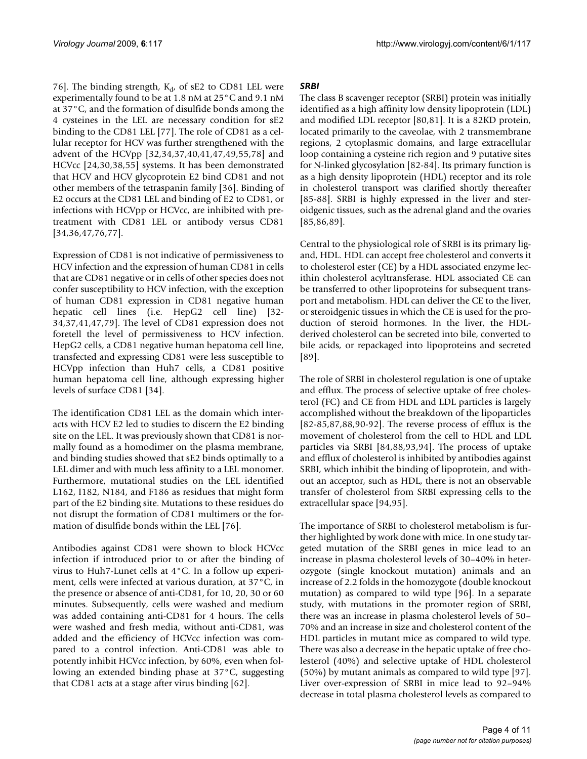76]. The binding strength, $K_d$, of sE2 to CD81 LEL were experimentally found to be at 1.8 nM at 25°C and 9.1 nM at 37°C, and the formation of disulfide bonds among the 4 cysteines in the LEL are necessary condition for sE2 binding to the CD81 LEL [77]. The role of CD81 as a cellular receptor for HCV was further strengthened with the advent of the HCVpp [32,34,37,40,41,47,49,55,78] and HCVcc [24,30,38,55] systems. It has been demonstrated that HCV and HCV glycoprotein E2 bind CD81 and not other members of the tetraspanin family [36]. Binding of E2 occurs at the CD81 LEL and binding of E2 to CD81, or infections with HCVpp or HCVcc, are inhibited with pretreatment with CD81 LEL or antibody versus CD81 [34,36,47,76,77].

Expression of CD81 is not indicative of permissiveness to HCV infection and the expression of human CD81 in cells that are CD81 negative or in cells of other species does not confer susceptibility to HCV infection, with the exception of human CD81 expression in CD81 negative human hepatic cell lines (i.e. HepG2 cell line) [32-34,37,41,47,79]. The level of CD81 expression does not foretell the level of permissiveness to HCV infection. HepG2 cells, a CD81 negative human hepatoma cell line, transfected and expressing CD81 were less susceptible to HCVpp infection than Huh7 cells, a CD81 positive human hepatoma cell line, although expressing higher levels of surface CD81 [34].

The identification CD81 LEL as the domain which interacts with HCV E2 led to studies to discern the E2 binding site on the LEL. It was previously shown that CD81 is normally found as a homodimer on the plasma membrane, and binding studies showed that sE2 binds optimally to a LEL dimer and with much less affinity to a LEL monomer. Furthermore, mutational studies on the LEL identified L162, I182, N184, and F186 as residues that might form part of the E2 binding site. Mutations to these residues do not disrupt the formation of CD81 multimers or the formation of disulfide bonds within the LEL [76].

Antibodies against CD81 were shown to block HCVcc infection if introduced prior to or after the binding of virus to Huh7-Lunet cells at 4°C. In a follow up experiment, cells were infected at various duration, at 37°C, in the presence or absence of anti-CD81, for 10, 20, 30 or 60 minutes. Subsequently, cells were washed and medium was added containing anti-CD81 for 4 hours. The cells were washed and fresh media, without anti-CD81, was added and the efficiency of HCVcc infection was compared to a control infection. Anti-CD81 was able to potently inhibit HCVcc infection, by 60%, even when following an extended binding phase at 37°C, suggesting that CD81 acts at a stage after virus binding [62].

### *SRBI*

The class B scavenger receptor (SRBI) protein was initially identified as a high affinity low density lipoprotein (LDL) and modified LDL receptor [80,81]. It is a 82KD protein, located primarily to the caveolae, with 2 transmembrane regions, 2 cytoplasmic domains, and large extracellular loop containing a cysteine rich region and 9 putative sites for N-linked glycosylation [82-84]. Its primary function is as a high density lipoprotein (HDL) receptor and its role in cholesterol transport was clarified shortly thereafter [85-88]. SRBI is highly expressed in the liver and steroidgenic tissues, such as the adrenal gland and the ovaries [85,86,89].

Central to the physiological role of SRBI is its primary ligand, HDL. HDL can accept free cholesterol and converts it to cholesterol ester (CE) by a HDL associated enzyme lecithin cholesterol acyltransferase. HDL associated CE can be transferred to other lipoproteins for subsequent transport and metabolism. HDL can deliver the CE to the liver, or steroidgenic tissues in which the CE is used for the production of steroid hormones. In the liver, the HDL-derived cholesterol can be secreted into bile, converted to bile acids, or repackaged into lipoproteins and secreted [89].

The role of SRBI in cholesterol regulation is one of uptake and efflux. The process of selective uptake of free cholesterol (FC) and CE from HDL and LDL particles is largely accomplished without the breakdown of the lipoparticles [82-85,87,88,90-92]. The reverse process of efflux is the movement of cholesterol from the cell to HDL and LDL particles via SRBI [84,88,93,94]. The process of uptake and efflux of cholesterol is inhibited by antibodies against SRBI, which inhibit the binding of lipoprotein, and without an acceptor, such as HDL, there is not an observable transfer of cholesterol from SRBI expressing cells to the extracellular space [94,95].

The importance of SRBI to cholesterol metabolism is further highlighted by work done with mice. In one study targeted mutation of the SRBI genes in mice lead to an increase in plasma cholesterol levels of 30–40% in heterozygote (single knockout mutation) animals and an increase of 2.2 folds in the homozygote (double knockout mutation) as compared to wild type [96]. In a separate study, with mutations in the promoter region of SRBI, there was an increase in plasma cholesterol levels of 50–70% and an increase in size and cholesterol content of the HDL particles in mutant mice as compared to wild type. There was also a decrease in the hepatic uptake of free cholesterol (40%) and selective uptake of HDL cholesterol (50%) by mutant animals as compared to wild type [97]. Liver over-expression of SRBI in mice lead to 92–94% decrease in total plasma cholesterol levels as compared to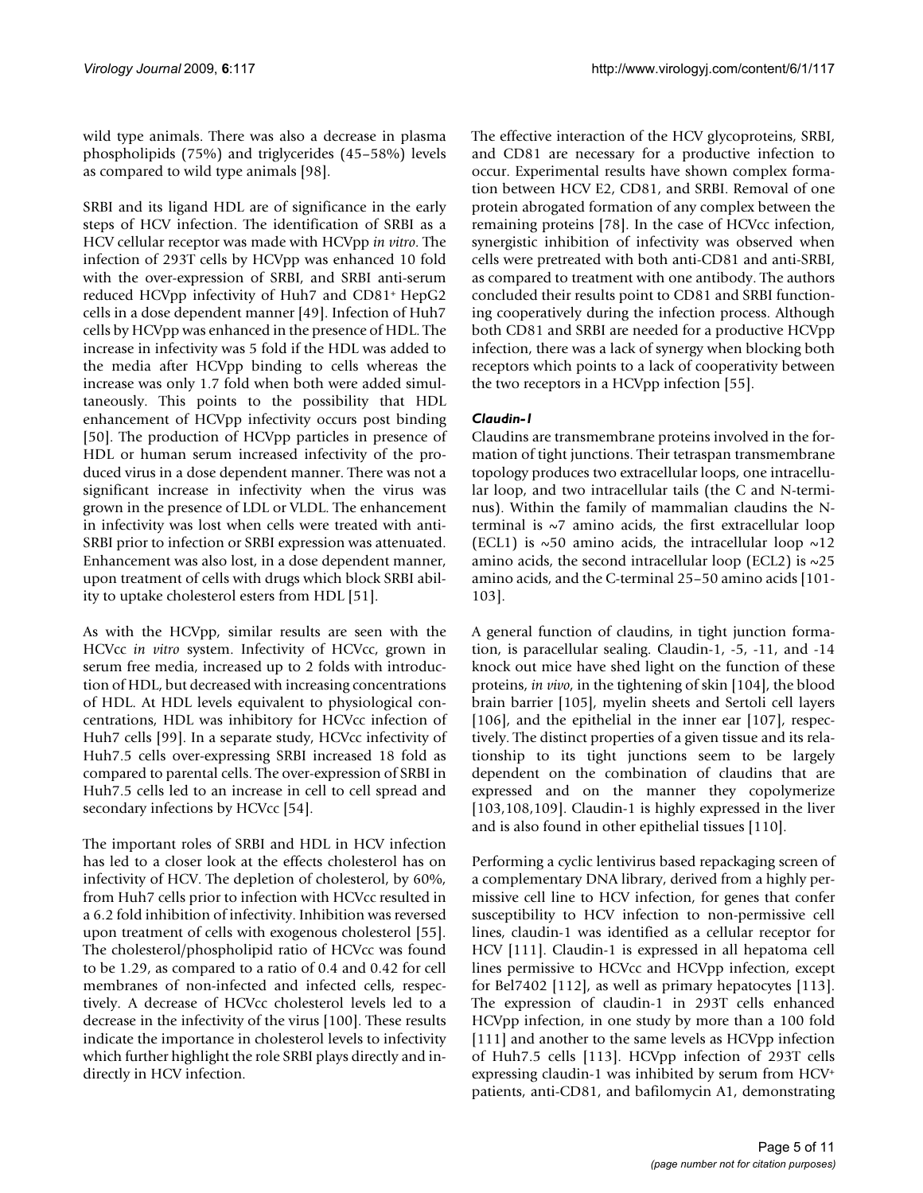wild type animals. There was also a decrease in plasma phospholipids (75%) and triglycerides (45–58%) levels as compared to wild type animals [98].

SRBI and its ligand HDL are of significance in the early steps of HCV infection. The identification of SRBI as a HCV cellular receptor was made with HCVpp *in vitro*. The infection of 293T cells by HCVpp was enhanced 10 fold with the over-expression of SRBI, and SRBI anti-serum reduced HCVpp infectivity of Huh7 and CD81$^+$ HepG2 cells in a dose dependent manner [49]. Infection of Huh7 cells by HCVpp was enhanced in the presence of HDL. The increase in infectivity was 5 fold if the HDL was added to the media after HCVpp binding to cells whereas the increase was only 1.7 fold when both were added simultaneously. This points to the possibility that HDL enhancement of HCVpp infectivity occurs post binding [50]. The production of HCVpp particles in presence of HDL or human serum increased infectivity of the produced virus in a dose dependent manner. There was not a significant increase in infectivity when the virus was grown in the presence of LDL or VLDL. The enhancement in infectivity was lost when cells were treated with anti-SRBI prior to infection or SRBI expression was attenuated. Enhancement was also lost, in a dose dependent manner, upon treatment of cells with drugs which block SRBI ability to uptake cholesterol esters from HDL [51].

As with the HCVpp, similar results are seen with the HCVcc *in vitro* system. Infectivity of HCVcc, grown in serum free media, increased up to 2 folds with introduction of HDL, but decreased with increasing concentrations of HDL. At HDL levels equivalent to physiological concentrations, HDL was inhibitory for HCVcc infection of Huh7 cells [99]. In a separate study, HCVcc infectivity of Huh7.5 cells over-expressing SRBI increased 18 fold as compared to parental cells. The over-expression of SRBI in Huh7.5 cells led to an increase in cell to cell spread and secondary infections by HCVcc [54].

The important roles of SRBI and HDL in HCV infection has led to a closer look at the effects cholesterol has on infectivity of HCV. The depletion of cholesterol, by 60%, from Huh7 cells prior to infection with HCVcc resulted in a 6.2 fold inhibition of infectivity. Inhibition was reversed upon treatment of cells with exogenous cholesterol [55]. The cholesterol/phospholipid ratio of HCVcc was found to be 1.29, as compared to a ratio of 0.4 and 0.42 for cell membranes of non-infected and infected cells, respectively. A decrease of HCVcc cholesterol levels led to a decrease in the infectivity of the virus [100]. These results indicate the importance in cholesterol levels to infectivity which further highlight the role SRBI plays directly and indirectly in HCV infection.

The effective interaction of the HCV glycoproteins, SRBI, and CD81 are necessary for a productive infection to occur. Experimental results have shown complex formation between HCV E2, CD81, and SRBI. Removal of one protein abrogated formation of any complex between the remaining proteins [78]. In the case of HCVcc infection, synergistic inhibition of infectivity was observed when cells were pretreated with both anti-CD81 and anti-SRBI, as compared to treatment with one antibody. The authors concluded their results point to CD81 and SRBI functioning cooperatively during the infection process. Although both CD81 and SRBI are needed for a productive HCVpp infection, there was a lack of synergy when blocking both receptors which points to a lack of cooperativity between the two receptors in a HCVpp infection [55].

### *Claudin-1*

Claudins are transmembrane proteins involved in the formation of tight junctions. Their tetraspan transmembrane topology produces two extracellular loops, one intracellular loop, and two intracellular tails (the C and N-terminus). Within the family of mammalian claudins the N-terminal is ~7 amino acids, the first extracellular loop (ECL1) is ~50 amino acids, the intracellular loop ~12 amino acids, the second intracellular loop (ECL2) is ~25 amino acids, and the C-terminal 25–50 amino acids [101-103].

A general function of claudins, in tight junction formation, is paracellular sealing. Claudin-1, -5, -11, and -14 knock out mice have shed light on the function of these proteins, *in vivo*, in the tightening of skin [104], the blood brain barrier [105], myelin sheets and Sertoli cell layers [106], and the epithelial in the inner ear [107], respectively. The distinct properties of a given tissue and its relationship to its tight junctions seem to be largely dependent on the combination of claudins that are expressed and on the manner they copolymerize [103,108,109]. Claudin-1 is highly expressed in the liver and is also found in other epithelial tissues [110].

Performing a cyclic lentivirus based repackaging screen of a complementary DNA library, derived from a highly permissive cell line to HCV infection, for genes that confer susceptibility to HCV infection to non-permissive cell lines, claudin-1 was identified as a cellular receptor for HCV [111]. Claudin-1 is expressed in all hepatoma cell lines permissive to HCVcc and HCVpp infection, except for Bel7402 [112], as well as primary hepatocytes [113]. The expression of claudin-1 in 293T cells enhanced HCVpp infection, in one study by more than a 100 fold [111] and another to the same levels as HCVpp infection of Huh7.5 cells [113]. HCVpp infection of 293T cells expressing claudin-1 was inhibited by serum from HCV$^+$ patients, anti-CD81, and bafilomycin A1, demonstrating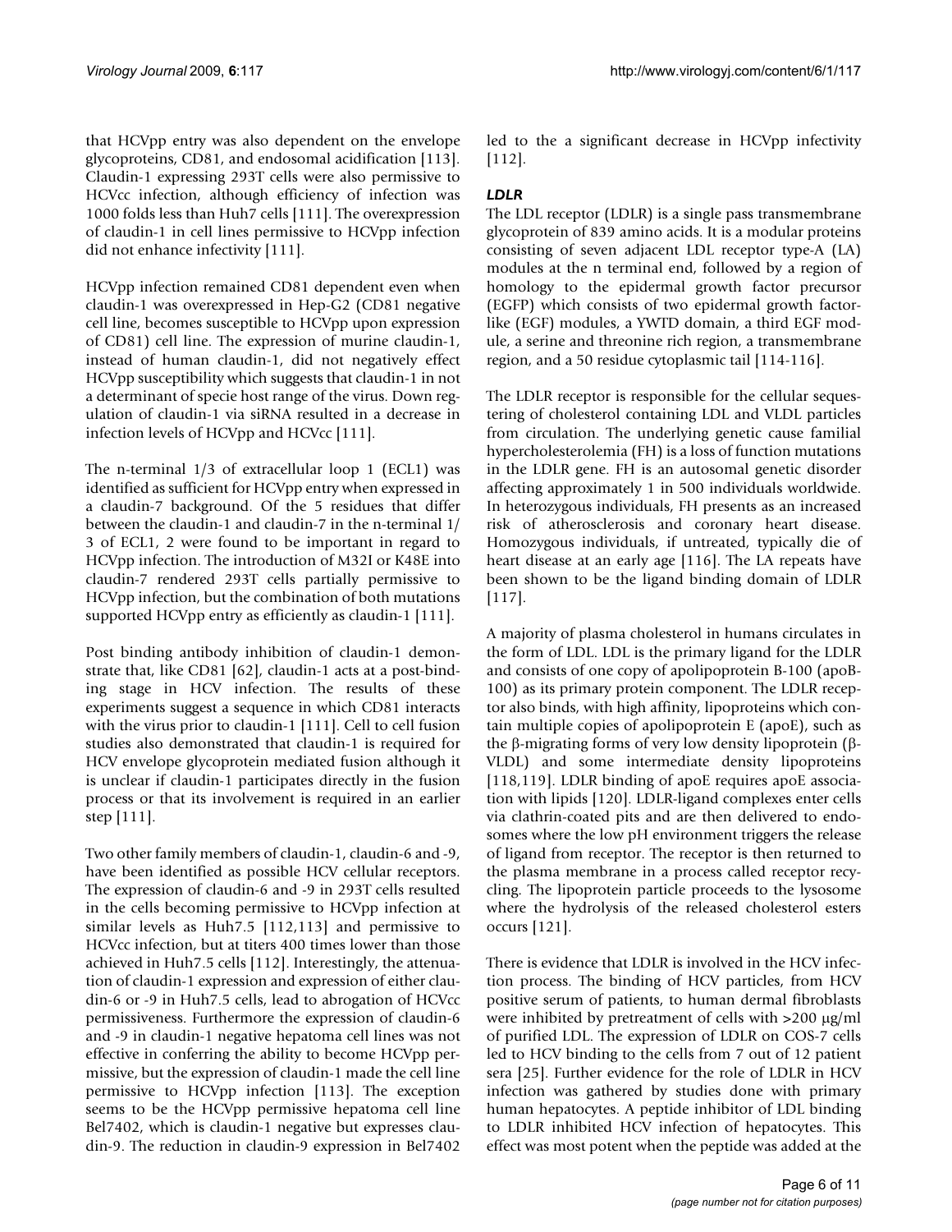that HCVpp entry was also dependent on the envelope glycoproteins, CD81, and endosomal acidification [113]. Claudin-1 expressing 293T cells were also permissive to HCVcc infection, although efficiency of infection was 1000 folds less than Huh7 cells [111]. The overexpression of claudin-1 in cell lines permissive to HCVpp infection did not enhance infectivity [111].

HCVpp infection remained CD81 dependent even when claudin-1 was overexpressed in Hep-G2 (CD81 negative cell line, becomes susceptible to HCVpp upon expression of CD81) cell line. The expression of murine claudin-1, instead of human claudin-1, did not negatively effect HCVpp susceptibility which suggests that claudin-1 in not a determinant of specie host range of the virus. Down regulation of claudin-1 via siRNA resulted in a decrease in infection levels of HCVpp and HCVcc [111].

The n-terminal 1/3 of extracellular loop 1 (ECL1) was identified as sufficient for HCVpp entry when expressed in a claudin-7 background. Of the 5 residues that differ between the claudin-1 and claudin-7 in the n-terminal 1/3 of ECL1, 2 were found to be important in regard to HCVpp infection. The introduction of M32I or K48E into claudin-7 rendered 293T cells partially permissive to HCVpp infection, but the combination of both mutations supported HCVpp entry as efficiently as claudin-1 [111].

Post binding antibody inhibition of claudin-1 demonstrate that, like CD81 [62], claudin-1 acts at a post-binding stage in HCV infection. The results of these experiments suggest a sequence in which CD81 interacts with the virus prior to claudin-1 [111]. Cell to cell fusion studies also demonstrated that claudin-1 is required for HCV envelope glycoprotein mediated fusion although it is unclear if claudin-1 participates directly in the fusion process or that its involvement is required in an earlier step [111].

Two other family members of claudin-1, claudin-6 and -9, have been identified as possible HCV cellular receptors. The expression of claudin-6 and -9 in 293T cells resulted in the cells becoming permissive to HCVpp infection at similar levels as Huh7.5 [112,113] and permissive to HCVcc infection, but at titers 400 times lower than those achieved in Huh7.5 cells [112]. Interestingly, the attenuation of claudin-1 expression and expression of either claudin-6 or -9 in Huh7.5 cells, lead to abrogation of HCVcc permissiveness. Furthermore the expression of claudin-6 and -9 in claudin-1 negative hepatoma cell lines was not effective in conferring the ability to become HCVpp permissive, but the expression of claudin-1 made the cell line permissive to HCVpp infection [113]. The exception seems to be the HCVpp permissive hepatoma cell line Bel7402, which is claudin-1 negative but expresses claudin-9. The reduction in claudin-9 expression in Bel7402 led to the a significant decrease in HCVpp infectivity [112].

### *LDLR*

The LDL receptor (LDLR) is a single pass transmembrane glycoprotein of 839 amino acids. It is a modular proteins consisting of seven adjacent LDL receptor type-A (LA) modules at the n terminal end, followed by a region of homology to the epidermal growth factor precursor (EGFP) which consists of two epidermal growth factor-like (EGF) modules, a YWTD domain, a third EGF module, a serine and threonine rich region, a transmembrane region, and a 50 residue cytoplasmic tail [114-116].

The LDLR receptor is responsible for the cellular sequestering of cholesterol containing LDL and VLDL particles from circulation. The underlying genetic cause familial hypercholesterolemia (FH) is a loss of function mutations in the LDLR gene. FH is an autosomal genetic disorder affecting approximately 1 in 500 individuals worldwide. In heterozygous individuals, FH presents as an increased risk of atherosclerosis and coronary heart disease. Homozygous individuals, if untreated, typically die of heart disease at an early age [116]. The LA repeats have been shown to be the ligand binding domain of LDLR [117].

A majority of plasma cholesterol in humans circulates in the form of LDL. LDL is the primary ligand for the LDLR and consists of one copy of apolipoprotein B-100 (apoB-100) as its primary protein component. The LDLR receptor also binds, with high affinity, lipoproteins which contain multiple copies of apolipoprotein E (apoE), such as the β-migrating forms of very low density lipoprotein (β-VLDL) and some intermediate density lipoproteins [118,119]. LDLR binding of apoE requires apoE association with lipids [120]. LDLR-ligand complexes enter cells via clathrin-coated pits and are then delivered to endosomes where the low pH environment triggers the release of ligand from receptor. The receptor is then returned to the plasma membrane in a process called receptor recycling. The lipoprotein particle proceeds to the lysosome where the hydrolysis of the released cholesterol esters occurs [121].

There is evidence that LDLR is involved in the HCV infection process. The binding of HCV particles, from HCV positive serum of patients, to human dermal fibroblasts were inhibited by pretreatment of cells with >200 μg/ml of purified LDL. The expression of LDLR on COS-7 cells led to HCV binding to the cells from 7 out of 12 patient sera [25]. Further evidence for the role of LDLR in HCV infection was gathered by studies done with primary human hepatocytes. A peptide inhibitor of LDL binding to LDLR inhibited HCV infection of hepatocytes. This effect was most potent when the peptide was added at the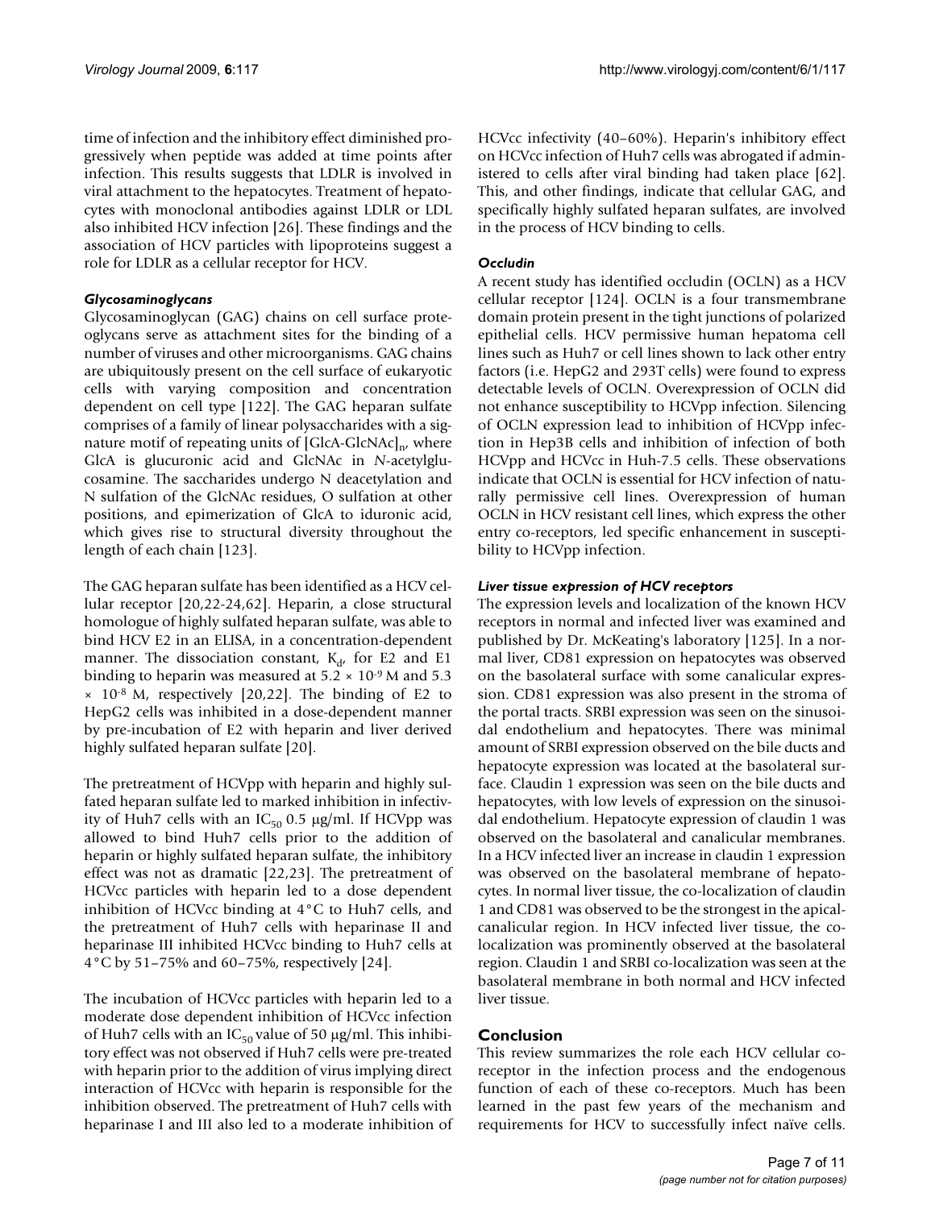time of infection and the inhibitory effect diminished progressively when peptide was added at time points after infection. This results suggests that LDLR is involved in viral attachment to the hepatocytes. Treatment of hepatocytes with monoclonal antibodies against LDLR or LDL also inhibited HCV infection [26]. These findings and the association of HCV particles with lipoproteins suggest a role for LDLR as a cellular receptor for HCV.

### *Glycosaminoglycans*

Glycosaminoglycan (GAG) chains on cell surface proteoglycans serve as attachment sites for the binding of a number of viruses and other microorganisms. GAG chains are ubiquitously present on the cell surface of eukaryotic cells with varying composition and concentration dependent on cell type [122]. The GAG heparan sulfate comprises of a family of linear polysaccharides with a signature motif of repeating units of $[\text{GlcA-GlcNAc}]_n$, where GlcA is glucuronic acid and GlcNAc in *N*-acetylglucosamine. The saccharides undergo N deacetylation and N sulfation of the GlcNAc residues, O sulfation at other positions, and epimerization of GlcA to iduronic acid, which gives rise to structural diversity throughout the length of each chain [123].

The GAG heparan sulfate has been identified as a HCV cellular receptor [20,22-24,62]. Heparin, a close structural homologue of highly sulfated heparan sulfate, was able to bind HCV E2 in an ELISA, in a concentration-dependent manner. The dissociation constant, $K_d$, for E2 and E1 binding to heparin was measured at $5.2 \times 10^{-9}$ M and $5.3 \times 10^{-8}$ M, respectively [20,22]. The binding of E2 to HepG2 cells was inhibited in a dose-dependent manner by pre-incubation of E2 with heparin and liver derived highly sulfated heparan sulfate [20].

The pretreatment of HCVpp with heparin and highly sulfated heparan sulfate led to marked inhibition in infectivity of Huh7 cells with an $IC_{50}$ 0.5 μg/ml. If HCVpp was allowed to bind Huh7 cells prior to the addition of heparin or highly sulfated heparan sulfate, the inhibitory effect was not as dramatic [22,23]. The pretreatment of HCVcc particles with heparin led to a dose dependent inhibition of HCVcc binding at 4°C to Huh7 cells, and the pretreatment of Huh7 cells with heparinase II and heparinase III inhibited HCVcc binding to Huh7 cells at 4°C by 51–75% and 60–75%, respectively [24].

The incubation of HCVcc particles with heparin led to a moderate dose dependent inhibition of HCVcc infection of Huh7 cells with an $IC_{50}$ value of 50 μg/ml. This inhibitory effect was not observed if Huh7 cells were pre-treated with heparin prior to the addition of virus implying direct interaction of HCVcc with heparin is responsible for the inhibition observed. The pretreatment of Huh7 cells with heparinase I and III also led to a moderate inhibition of HCVcc infectivity (40–60%). Heparin's inhibitory effect on HCVcc infection of Huh7 cells was abrogated if administered to cells after viral binding had taken place [62]. This, and other findings, indicate that cellular GAG, and specifically highly sulfated heparan sulfates, are involved in the process of HCV binding to cells.

### *Occludin*

A recent study has identified occludin (OCLN) as a HCV cellular receptor [124]. OCLN is a four transmembrane domain protein present in the tight junctions of polarized epithelial cells. HCV permissive human hepatoma cell lines such as Huh7 or cell lines shown to lack other entry factors (i.e. HepG2 and 293T cells) were found to express detectable levels of OCLN. Overexpression of OCLN did not enhance susceptibility to HCVpp infection. Silencing of OCLN expression lead to inhibition of HCVpp infection in Hep3B cells and inhibition of infection of both HCVpp and HCVcc in Huh-7.5 cells. These observations indicate that OCLN is essential for HCV infection of naturally permissive cell lines. Overexpression of human OCLN in HCV resistant cell lines, which express the other entry co-receptors, led specific enhancement in susceptibility to HCVpp infection.

### *Liver tissue expression of HCV receptors*

The expression levels and localization of the known HCV receptors in normal and infected liver was examined and published by Dr. McKeating's laboratory [125]. In a normal liver, CD81 expression on hepatocytes was observed on the basolateral surface with some canalicular expression. CD81 expression was also present in the stroma of the portal tracts. SRBI expression was seen on the sinusoidal endothelium and hepatocytes. There was minimal amount of SRBI expression observed on the bile ducts and hepatocyte expression was located at the basolateral surface. Claudin 1 expression was seen on the bile ducts and hepatocytes, with low levels of expression on the sinusoidal endothelium. Hepatocyte expression of claudin 1 was observed on the basolateral and canalicular membranes. In a HCV infected liver an increase in claudin 1 expression was observed on the basolateral membrane of hepatocytes. In normal liver tissue, the co-localization of claudin 1 and CD81 was observed to be the strongest in the apical-canalicular region. In HCV infected liver tissue, the co-localization was prominently observed at the basolateral region. Claudin 1 and SRBI co-localization was seen at the basolateral membrane in both normal and HCV infected liver tissue.

## Conclusion

This review summarizes the role each HCV cellular co-receptor in the infection process and the endogenous function of each of these co-receptors. Much has been learned in the past few years of the mechanism and requirements for HCV to successfully infect naïve cells.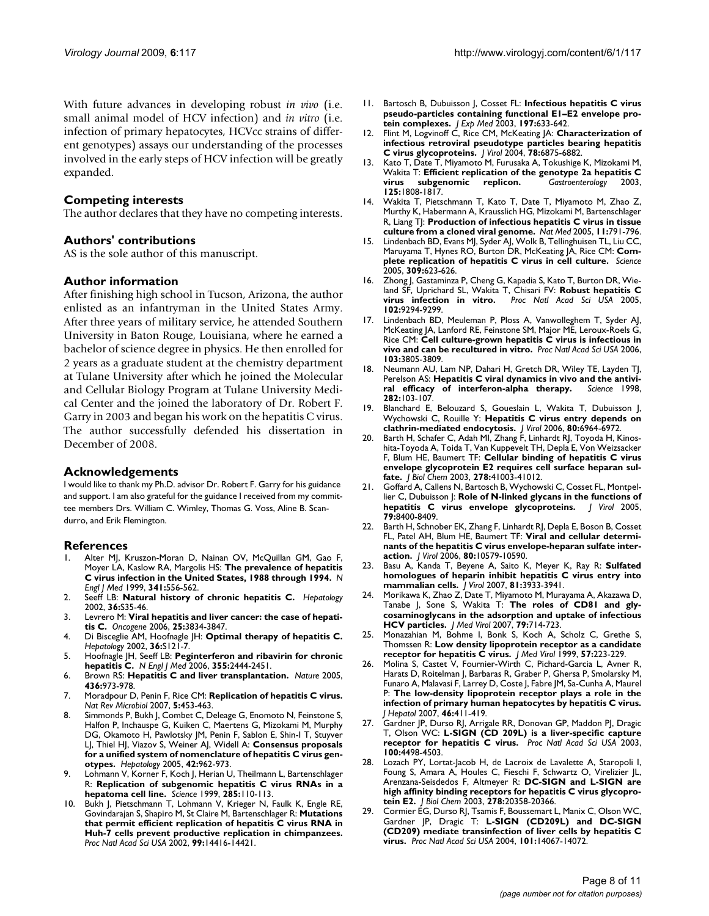With future advances in developing robust *in vivo* (i.e. small animal model of HCV infection) and *in vitro* (i.e. infection of primary hepatocytes, HCVcc strains of different genotypes) assays our understanding of the processes involved in the early steps of HCV infection will be greatly expanded.

## Competing interests

The author declares that they have no competing interests.

## Authors' contributions

AS is the sole author of this manuscript.

## Author information

After finishing high school in Tucson, Arizona, the author enlisted as an infantryman in the United States Army. After three years of military service, he attended Southern University in Baton Rouge, Louisiana, where he earned a bachelor of science degree in physics. He then enrolled for 2 years as a graduate student at the chemistry department at Tulane University after which he joined the Molecular and Cellular Biology Program at Tulane University Medical Center and the joined the laboratory of Dr. Robert F. Garry in 2003 and began his work on the hepatitis C virus. The author successfully defended his dissertation in December of 2008.

## Acknowledgements

I would like to thank my Ph.D. advisor Dr. Robert F. Garry for his guidance and support. I am also grateful for the guidance I received from my committee members Drs. William C. Wimley, Thomas G. Voss, Aline B. Scandurro, and Erik Flemington.

## References

1. Alter MJ, Kruszon-Moran D, Nainan OV, McQuillan GM, Gao F, Moyer LA, Kaslow RA, Margolis HS: **The prevalence of hepatitis C virus infection in the United States, 1988 through 1994.** *N Engl J Med* 1999, **341:**556-562.
2. Seeff LB: **Natural history of chronic hepatitis C.** *Hepatology* 2002, **36:**S35-46.
3. Levrero M: **Viral hepatitis and liver cancer: the case of hepatitis C.** *Oncogene* 2006, **25:**3834-3847.
4. Di Bisceglie AM, Hoofnagle JH: **Optimal therapy of hepatitis C.** *Hepatology* 2002, **36:**S121-7.
5. Hoofnagle JH, Seeff LB: **Peginterferon and ribavirin for chronic hepatitis C.** *N Engl J Med* 2006, **355:**2444-2451.
6. Brown RS: **Hepatitis C and liver transplantation.** *Nature* 2005, **436:**973-978.
7. Moradpour D, Penin F, Rice CM: **Replication of hepatitis C virus.** *Nat Rev Microbiol* 2007, **5:**453-463.
8. Simmonds P, Bukh J, Combet C, Deleage G, Enomoto N, Feinstone S, Halfon P, Inchauspe G, Kuiken C, Maertens G, Mizokami M, Murphy DG, Okamoto H, Pawlotsky JM, Penin F, Sablon E, Shin-I T, Stuyver LJ, Thiel HJ, Viazov S, Weiner AJ, Widell A: **Consensus proposals for a unified system of nomenclature of hepatitis C virus genotypes.** *Hepatology* 2005, **42:**962-973.
9. Lohmann V, Korner F, Koch J, Herian U, Theilmann L, Bartenschlager R: **Replication of subgenomic hepatitis C virus RNAs in a hepatoma cell line.** *Science* 1999, **285:**110-113.
10. Bukh J, Pietschmann T, Lohmann V, Krieger N, Faulk K, Engle RE, Govindarajan S, Shapiro M, St Claire M, Bartenschlager R: **Mutations that permit efficient replication of hepatitis C virus RNA in Huh-7 cells prevent productive replication in chimpanzees.** *Proc Natl Acad Sci USA* 2002, **99:**14416-14421.
11. Bartosch B, Dubuisson J, Cosset FL: **Infectious hepatitis C virus pseudo-particles containing functional E1–E2 envelope protein complexes.** *J Exp Med* 2003, **197:**633-642.
12. Flint M, Logvinoff C, Rice CM, McKeating JA: **Characterization of infectious retroviral pseudotype particles bearing hepatitis C virus glycoproteins.** *J Virol* 2004, **78:**6875-6882.
13. Kato T, Date T, Miyamoto M, Furusaka A, Tokushige K, Mizokami M, Wakita T: **Efficient replication of the genotype 2a hepatitis C virus subgenomic replicon.** *Gastroenterology* 2003, **125:**1808-1817.
14. Wakita T, Pietschmann T, Kato T, Date T, Miyamoto M, Zhao Z, Murthy K, Habermann A, Krausslich HG, Mizokami M, Bartenschlager R, Liang TJ: **Production of infectious hepatitis C virus in tissue culture from a cloned viral genome.** *Nat Med* 2005, **11:**791-796.
15. Lindenbach BD, Evans MJ, Syder AJ, Wolk B, Tellinghuisen TL, Liu CC, Maruyama T, Hynes RO, Burton DR, McKeating JA, Rice CM: **Complete replication of hepatitis C virus in cell culture.** *Science* 2005, **309:**623-626.
16. Zhong J, Gastaminza P, Cheng G, Kapadia S, Kato T, Burton DR, Wieland SF, Uprichard SL, Wakita T, Chisari FV: **Robust hepatitis C virus infection in vitro.** *Proc Natl Acad Sci USA* 2005, **102:**9294-9299.
17. Lindenbach BD, Meuleman P, Ploss A, Vanwolleghem T, Syder AJ, McKeating JA, Lanford RE, Feinstone SM, Major ME, Leroux-Roels G, Rice CM: **Cell culture-grown hepatitis C virus is infectious in vivo and can be recultured in vitro.** *Proc Natl Acad Sci USA* 2006, **103:**3805-3809.
18. Neumann AU, Lam NP, Dahari H, Gretch DR, Wiley TE, Layden TJ, Perelson AS: **Hepatitis C viral dynamics in vivo and the antiviral efficacy of interferon-alpha therapy.** *Science* 1998, **282:**103-107.
19. Blanchard E, Belouzard S, Goueslain L, Wakita T, Dubuisson J, Wychowski C, Rouille Y: **Hepatitis C virus entry depends on clathrin-mediated endocytosis.** *J Virol* 2006, **80:**6964-6972.
20. Barth H, Schafer C, Adah MI, Zhang F, Linhardt RJ, Toyoda H, Kinoshita-Toyoda A, Toida T, Van Kuppevelt TH, Depla E, Von Weizsacker F, Blum HE, Baumert TF: **Cellular binding of hepatitis C virus envelope glycoprotein E2 requires cell surface heparan sulfate.** *J Biol Chem* 2003, **278:**41003-41012.
21. Goffard A, Callens N, Bartosch B, Wychowski C, Cosset FL, Montpellier C, Dubuisson J: **Role of N-linked glycans in the functions of hepatitis C virus envelope glycoproteins.** *J Virol* 2005, **79:**8400-8409.
22. Barth H, Schnober EK, Zhang F, Linhardt RJ, Depla E, Boson B, Cosset FL, Patel AH, Blum HE, Baumert TF: **Viral and cellular determinants of the hepatitis C virus envelope-heparan sulfate interaction.** *J Virol* 2006, **80:**10579-10590.
23. Basu A, Kanda T, Beyene A, Saito K, Meyer K, Ray R: **Sulfated homologues of heparin inhibit hepatitis C virus entry into mammalian cells.** *J Virol* 2007, **81:**3933-3941.
24. Morikawa K, Zhao Z, Date T, Miyamoto M, Murayama A, Akazawa D, Tanabe J, Sone S, Wakita T: **The roles of CD81 and glycosaminoglycans in the adsorption and uptake of infectious HCV particles.** *J Med Virol* 2007, **79:**714-723.
25. Monazahian M, Bohme I, Bonk S, Koch A, Scholz C, Grethe S, Thomssen R: **Low density lipoprotein receptor as a candidate receptor for hepatitis C virus.** *J Med Virol* 1999, **57:**223-229.
26. Molina S, Castet V, Fournier-Wirth C, Pichard-Garcia L, Avner R, Harats D, Roitelman J, Barbaras R, Graber P, Ghersa P, Smolarsky M, Funaro A, Malavasi F, Larrey D, Coste J, Fabre JM, Sa-Cunha A, Maurel P: **The low-density lipoprotein receptor plays a role in the infection of primary human hepatocytes by hepatitis C virus.** *J Hepatol* 2007, **46:**411-419.
27. Gardner JP, Durso RJ, Arrigale RR, Donovan GP, Maddon PJ, Dragic T, Olson WC: **L-SIGN (CD 209L) is a liver-specific capture receptor for hepatitis C virus.** *Proc Natl Acad Sci USA* 2003, **100:**4498-4503.
28. Lozach PY, Lortat-Jacob H, de Lacroix de Lavalette A, Staropoli I, Foung S, Amara A, Houles C, Fieschi F, Schwartz O, Virelizier JL, Arenzana-Seisdedos F, Altmeyer R: **DC-SIGN and L-SIGN are high affinity binding receptors for hepatitis C virus glycoprotein E2.** *J Biol Chem* 2003, **278:**20358-20366.
29. Cormier EG, Durso RJ, Tsamis F, Boussemart L, Manix C, Olson WC, Gardner JP, Dragic T: **L-SIGN (CD209L) and DC-SIGN (CD209) mediate transinfection of liver cells by hepatitis C virus.** *Proc Natl Acad Sci USA* 2004, **101:**14067-14072.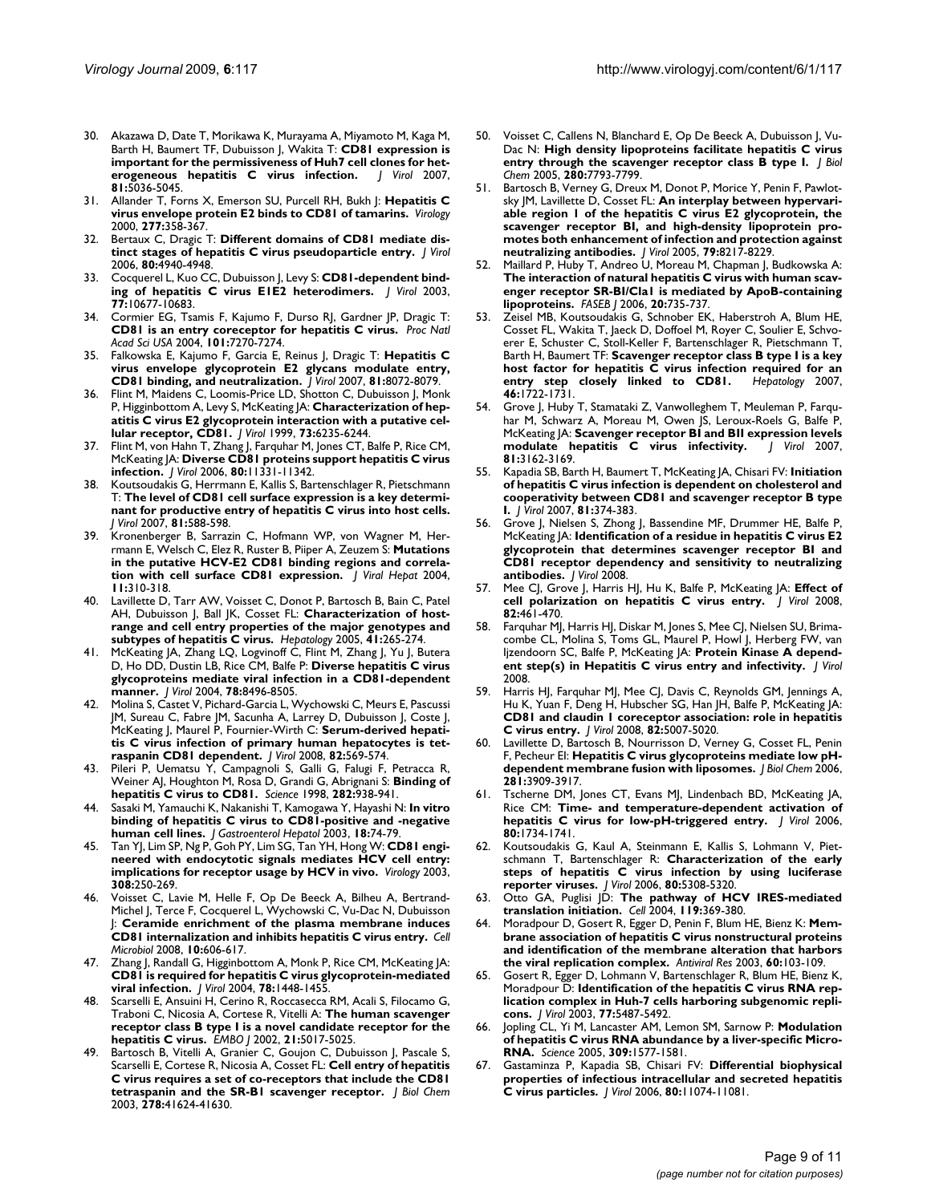30. Akazawa D, Date T, Morikawa K, Murayama A, Miyamoto M, Kaga M, Barth H, Baumert TF, Dubuisson J, Wakita T: **CD81 expression is important for the permissiveness of Huh7 cell clones for heterogeneous hepatitis C virus infection.** *J Virol* 2007, **81:**5036-5045.
31. Allander T, Forns X, Emerson SU, Purcell RH, Bukh J: **Hepatitis C virus envelope protein E2 binds to CD81 of tamarins.** *Virology* 2000, **277:**358-367.
32. Bertaux C, Dragic T: **Different domains of CD81 mediate distinct stages of hepatitis C virus pseudoparticle entry.** *J Virol* 2006, **80:**4940-4948.
33. Cocquerel L, Kuo CC, Dubuisson J, Levy S: **CD81-dependent binding of hepatitis C virus E1E2 heterodimers.** *J Virol* 2003, **77:**10677-10683.
34. Cormier EG, Tsamis F, Kajumo F, Durso RJ, Gardner JP, Dragic T: **CD81 is an entry coreceptor for hepatitis C virus.** *Proc Natl Acad Sci USA* 2004, **101:**7270-7274.
35. Falkowska E, Kajumo F, Garcia E, Reinus J, Dragic T: **Hepatitis C virus envelope glycoprotein E2 glycans modulate entry, CD81 binding, and neutralization.** *J Virol* 2007, **81:**8072-8079.
36. Flint M, Maidens C, Loomis-Price LD, Shotton C, Dubuisson J, Monk P, Higginbottom A, Levy S, McKeating JA: **Characterization of hepatitis C virus E2 glycoprotein interaction with a putative cellular receptor, CD81.** *J Virol* 1999, **73:**6235-6244.
37. Flint M, von Hahn T, Zhang J, Farquhar M, Jones CT, Balfe P, Rice CM, McKeating JA: **Diverse CD81 proteins support hepatitis C virus infection.** *J Virol* 2006, **80:**11331-11342.
38. Koutsoudakis G, Herrmann E, Kallis S, Bartenschlager R, Pietschmann T: **The level of CD81 cell surface expression is a key determinant for productive entry of hepatitis C virus into host cells.** *J Virol* 2007, **81:**588-598.
39. Kronenberger B, Sarrazin C, Hofmann WP, von Wagner M, Herrmann E, Welsch C, Elez R, Ruster B, Piiper A, Zeuzem S: **Mutations in the putative HCV-E2 CD81 binding regions and correlation with cell surface CD81 expression.** *J Viral Hepat* 2004, **11:**310-318.
40. Lavillette D, Tarr AW, Voisset C, Donot P, Bartosch B, Bain C, Patel AH, Dubuisson J, Ball JK, Cosset FL: **Characterization of host-range and cell entry properties of the major genotypes and subtypes of hepatitis C virus.** *Hepatology* 2005, **41:**265-274.
41. McKeating JA, Zhang LQ, Logvinoff C, Flint M, Zhang J, Yu J, Butera D, Ho DD, Dustin LB, Rice CM, Balfe P: **Diverse hepatitis C virus glycoproteins mediate viral infection in a CD81-dependent manner.** *J Virol* 2004, **78:**8496-8505.
42. Molina S, Castet V, Pichard-Garcia L, Wychowski C, Meurs E, Pascussi JM, Sureau C, Fabre JM, Sacunha A, Larrey D, Dubuisson J, Coste J, McKeating J, Maurel P, Fournier-Wirth C: **Serum-derived hepatitis C virus infection of primary human hepatocytes is tetraspanin CD81 dependent.** *J Virol* 2008, **82:**569-574.
43. Pileri P, Uematsu Y, Campagnoli S, Galli G, Falugi F, Petracca R, Weiner AJ, Houghton M, Rosa D, Grandi G, Abrignani S: **Binding of hepatitis C virus to CD81.** *Science* 1998, **282:**938-941.
44. Sasaki M, Yamauchi K, Nakanishi T, Kamogawa Y, Hayashi N: **In vitro binding of hepatitis C virus to CD81-positive and -negative human cell lines.** *J Gastroenterol Hepatol* 2003, **18:**74-79.
45. Tan YJ, Lim SP, Ng P, Goh PY, Lim SG, Tan YH, Hong W: **CD81 engineered with endocytotic signals mediates HCV cell entry: implications for receptor usage by HCV in vivo.** *Virology* 2003, **308:**250-269.
46. Voisset C, Lavie M, Helle F, Op De Beeck A, Bilheu A, Bertrand-Michel J, Terce F, Cocquerel L, Wychowski C, Vu-Dac N, Dubuisson J: **Ceramide enrichment of the plasma membrane induces CD81 internalization and inhibits hepatitis C virus entry.** *Cell Microbiol* 2008, **10:**606-617.
47. Zhang J, Randall G, Higginbottom A, Monk P, Rice CM, McKeating JA: **CD81 is required for hepatitis C virus glycoprotein-mediated viral infection.** *J Virol* 2004, **78:**1448-1455.
48. Scarselli E, Ansuini H, Cerino R, Roccasecca RM, Acali S, Filocamo G, Traboni C, Nicosia A, Cortese R, Vitelli A: **The human scavenger receptor class B type I is a novel candidate receptor for the hepatitis C virus.** *EMBO J* 2002, **21:**5017-5025.
49. Bartosch B, Vitelli A, Granier C, Goujon C, Dubuisson J, Pascale S, Scarselli E, Cortese R, Nicosia A, Cosset FL: **Cell entry of hepatitis C virus requires a set of co-receptors that include the CD81 tetraspanin and the SR-B1 scavenger receptor.** *J Biol Chem* 2003, **278:**41624-41630.
50. Voisset C, Callens N, Blanchard E, Op De Beeck A, Dubuisson J, Vu-Dac N: **High density lipoproteins facilitate hepatitis C virus entry through the scavenger receptor class B type I.** *J Biol Chem* 2005, **280:**7793-7799.
51. Bartosch B, Verney G, Dreux M, Donot P, Morice Y, Penin F, Pawlotsky JM, Lavillette D, Cosset FL: **An interplay between hypervariable region 1 of the hepatitis C virus E2 glycoprotein, the scavenger receptor BI, and high-density lipoprotein promotes both enhancement of infection and protection against neutralizing antibodies.** *J Virol* 2005, **79:**8217-8229.
52. Maillard P, Huby T, Andreo U, Moreau M, Chapman J, Budkowska A: **The interaction of natural hepatitis C virus with human scavenger receptor SR-BI/Cla1 is mediated by ApoB-containing lipoproteins.** *FASEB J* 2006, **20:**735-737.
53. Zeisel MB, Koutsoudakis G, Schnober EK, Haberstroh A, Blum HE, Cosset FL, Wakita T, Jaeck D, Doffoel M, Royer C, Soulier E, Schvoerer E, Schuster C, Stoll-Keller F, Bartenschlager R, Pietschmann T, Barth H, Baumert TF: **Scavenger receptor class B type I is a key host factor for hepatitis C virus infection required for an entry step closely linked to CD81.** *Hepatology* 2007, **46:**1722-1731.
54. Grove J, Huby T, Stamataki Z, Vanwolleghem T, Meuleman P, Farquhar M, Schwarz A, Moreau M, Owen JS, Leroux-Roels G, Balfe P, McKeating JA: **Scavenger receptor BI and BII expression levels modulate hepatitis C virus infectivity.** *J Virol* 2007, **81:**3162-3169.
55. Kapadia SB, Barth H, Baumert T, McKeating JA, Chisari FV: **Initiation of hepatitis C virus infection is dependent on cholesterol and cooperativity between CD81 and scavenger receptor B type I.** *J Virol* 2007, **81:**374-383.
56. Grove J, Nielsen S, Zhong J, Bassendine MF, Drummer HE, Balfe P, McKeating JA: **Identification of a residue in hepatitis C virus E2 glycoprotein that determines scavenger receptor BI and CD81 receptor dependency and sensitivity to neutralizing antibodies.** *J Virol* 2008.
57. Mee CJ, Grove J, Harris HJ, Hu K, Balfe P, McKeating JA: **Effect of cell polarization on hepatitis C virus entry.** *J Virol* 2008, **82:**461-470.
58. Farquhar MJ, Harris HJ, Diskar M, Jones S, Mee CJ, Nielsen SU, Brimacombe CL, Molina S, Toms GL, Maurel P, Howl J, Herberg FW, van Ijzendoorn SC, Balfe P, McKeating JA: **Protein Kinase A dependent step(s) in Hepatitis C virus entry and infectivity.** *J Virol* 2008.
59. Harris HJ, Farquhar MJ, Mee CJ, Davis C, Reynolds GM, Jennings A, Hu K, Yuan F, Deng H, Hubscher SG, Han JH, Balfe P, McKeating JA: **CD81 and claudin 1 coreceptor association: role in hepatitis C virus entry.** *J Virol* 2008, **82:**5007-5020.
60. Lavillette D, Bartosch B, Nourrisson D, Verney G, Cosset FL, Penin F, Pecheur EI: **Hepatitis C virus glycoproteins mediate low pH-dependent membrane fusion with liposomes.** *J Biol Chem* 2006, **281:**3909-3917.
61. Tscherne DM, Jones CT, Evans MJ, Lindenbach BD, McKeating JA, Rice CM: **Time- and temperature-dependent activation of hepatitis C virus for low-pH-triggered entry.** *J Virol* 2006, **80:**1734-1741.
62. Koutsoudakis G, Kaul A, Steinmann E, Kallis S, Lohmann V, Pietschmann T, Bartenschlager R: **Characterization of the early steps of hepatitis C virus infection by using luciferase reporter viruses.** *J Virol* 2006, **80:**5308-5320.
63. Otto GA, Puglisi JD: **The pathway of HCV IRES-mediated translation initiation.** *Cell* 2004, **119:**369-380.
64. Moradpour D, Gosert R, Egger D, Penin F, Blum HE, Bienz K: **Membrane association of hepatitis C virus nonstructural proteins and identification of the membrane alteration that harbors the viral replication complex.** *Antiviral Res* 2003, **60:**103-109.
65. Gosert R, Egger D, Lohmann V, Bartenschlager R, Blum HE, Bienz K, Moradpour D: **Identification of the hepatitis C virus RNA replication complex in Huh-7 cells harboring subgenomic replicons.** *J Virol* 2003, **77:**5487-5492.
66. Jopling CL, Yi M, Lancaster AM, Lemon SM, Sarnow P: **Modulation of hepatitis C virus RNA abundance by a liver-specific MicroRNA.** *Science* 2005, **309:**1577-1581.
67. Gastaminza P, Kapadia SB, Chisari FV: **Differential biophysical properties of infectious intracellular and secreted hepatitis C virus particles.** *J Virol* 2006, **80:**11074-11081.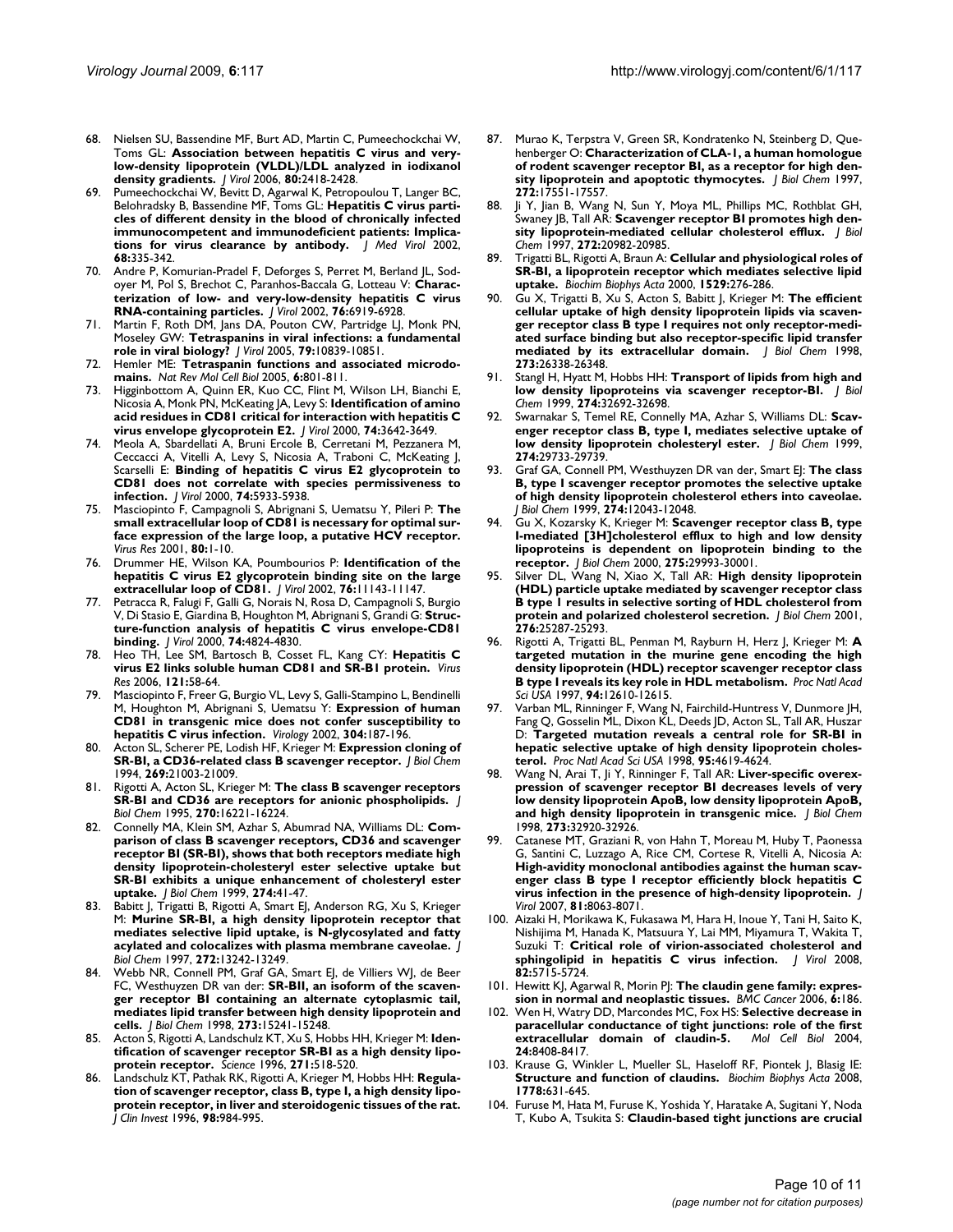68. Nielsen SU, Bassendine MF, Burt AD, Martin C, Pumeechockchai W, Toms GL: **Association between hepatitis C virus and very-low-density lipoprotein (VLDL)/LDL analyzed in iodixanol density gradients.** *J Virol* 2006, **80:**2418-2428.
69. Pumeechockchai W, Bevitt D, Agarwal K, Petropoulou T, Langer BC, Belohradsky B, Bassendine MF, Toms GL: **Hepatitis C virus particles of different density in the blood of chronically infected immunocompetent and immunodeficient patients: Implications for virus clearance by antibody.** *J Med Virol* 2002, **68:**335-342.
70. Andre P, Komurian-Pradel F, Deforges S, Perret M, Berland JL, Sodoyer M, Pol S, Brechot C, Paranhos-Baccala G, Lotteau V: **Characterization of low- and very-low-density hepatitis C virus RNA-containing particles.** *J Virol* 2002, **76:**6919-6928.
71. Martin F, Roth DM, Jans DA, Pouton CW, Partridge LJ, Monk PN, Moseley GW: **Tetraspanins in viral infections: a fundamental role in viral biology?** *J Virol* 2005, **79:**10839-10851.
72. Hemler ME: **Tetraspanin functions and associated microdomains.** *Nat Rev Mol Cell Biol* 2005, **6:**801-811.
73. Higginbottom A, Quinn ER, Kuo CC, Flint M, Wilson LH, Bianchi E, Nicosia A, Monk PN, McKeating JA, Levy S: **Identification of amino acid residues in CD81 critical for interaction with hepatitis C virus envelope glycoprotein E2.** *J Virol* 2000, **74:**3642-3649.
74. Meola A, Sbardellati A, Bruni Ercole B, Cerretani M, Pezzanera M, Ceccacci A, Vitelli A, Levy S, Nicosia A, Traboni C, McKeating J, Scarselli E: **Binding of hepatitis C virus E2 glycoprotein to CD81 does not correlate with species permissiveness to infection.** *J Virol* 2000, **74:**5933-5938.
75. Masciopinto F, Campagnoli S, Abrignani S, Uematsu Y, Pileri P: **The small extracellular loop of CD81 is necessary for optimal surface expression of the large loop, a putative HCV receptor.** *Virus Res* 2001, **80:**1-10.
76. Drummer HE, Wilson KA, Poumbourios P: **Identification of the hepatitis C virus E2 glycoprotein binding site on the large extracellular loop of CD81.** *J Virol* 2002, **76:**11143-11147.
77. Petracca R, Falugi F, Galli G, Norais N, Rosa D, Campagnoli S, Burgio V, Di Stasio E, Giardina B, Houghton M, Abrignani S, Grandi G: **Structure-function analysis of hepatitis C virus envelope-CD81 binding.** *J Virol* 2000, **74:**4824-4830.
78. Heo TH, Lee SM, Bartosch B, Cosset FL, Kang CY: **Hepatitis C virus E2 links soluble human CD81 and SR-B1 protein.** *Virus Res* 2006, **121:**58-64.
79. Masciopinto F, Freer G, Burgio VL, Levy S, Galli-Stampino L, Bendinelli M, Houghton M, Abrignani S, Uematsu Y: **Expression of human CD81 in transgenic mice does not confer susceptibility to hepatitis C virus infection.** *Virology* 2002, **304:**187-196.
80. Acton SL, Scherer PE, Lodish HF, Krieger M: **Expression cloning of SR-BI, a CD36-related class B scavenger receptor.** *J Biol Chem* 1994, **269:**21003-21009.
81. Rigotti A, Acton SL, Krieger M: **The class B scavenger receptors SR-BI and CD36 are receptors for anionic phospholipids.** *J Biol Chem* 1995, **270:**16221-16224.
82. Connelly MA, Klein SM, Azhar S, Abumrad NA, Williams DL: **Comparison of class B scavenger receptors, CD36 and scavenger receptor BI (SR-BI), shows that both receptors mediate high density lipoprotein-cholesteryl ester selective uptake but SR-BI exhibits a unique enhancement of cholesteryl ester uptake.** *J Biol Chem* 1999, **274:**41-47.
83. Babitt J, Trigatti B, Rigotti A, Smart EJ, Anderson RG, Xu S, Krieger M: **Murine SR-BI, a high density lipoprotein receptor that mediates selective lipid uptake, is N-glycosylated and fatty acylated and colocalizes with plasma membrane caveolae.** *J Biol Chem* 1997, **272:**13242-13249.
84. Webb NR, Connell PM, Graf GA, Smart EJ, de Villiers WJ, de Beer FC, Westhuyzen DR van der: **SR-BII, an isoform of the scavenger receptor BI containing an alternate cytoplasmic tail, mediates lipid transfer between high density lipoprotein and cells.** *J Biol Chem* 1998, **273:**15241-15248.
85. Acton S, Rigotti A, Landschulz KT, Xu S, Hobbs HH, Krieger M: **Identification of scavenger receptor SR-BI as a high density lipoprotein receptor.** *Science* 1996, **271:**518-520.
86. Landschulz KT, Pathak RK, Rigotti A, Krieger M, Hobbs HH: **Regulation of scavenger receptor, class B, type I, a high density lipoprotein receptor, in liver and steroidogenic tissues of the rat.** *J Clin Invest* 1996, **98:**984-995.
87. Murao K, Terpstra V, Green SR, Kondratenko N, Steinberg D, Quehenberger O: **Characterization of CLA-1, a human homologue of rodent scavenger receptor BI, as a receptor for high density lipoprotein and apoptotic thymocytes.** *J Biol Chem* 1997, **272:**17551-17557.
88. Ji Y, Jian B, Wang N, Sun Y, Moya ML, Phillips MC, Rothblat GH, Swaney JB, Tall AR: **Scavenger receptor BI promotes high density lipoprotein-mediated cellular cholesterol efflux.** *J Biol Chem* 1997, **272:**20982-20985.
89. Trigatti BL, Rigotti A, Braun A: **Cellular and physiological roles of SR-BI, a lipoprotein receptor which mediates selective lipid uptake.** *Biochim Biophys Acta* 2000, **1529:**276-286.
90. Gu X, Trigatti B, Xu S, Acton S, Babitt J, Krieger M: **The efficient cellular uptake of high density lipoprotein lipids via scavenger receptor class B type I requires not only receptor-mediated surface binding but also receptor-specific lipid transfer mediated by its extracellular domain.** *J Biol Chem* 1998, **273:**26338-26348.
91. Stangl H, Hyatt M, Hobbs HH: **Transport of lipids from high and low density lipoproteins via scavenger receptor-BI.** *J Biol Chem* 1999, **274:**32692-32698.
92. Swarnakar S, Temel RE, Connelly MA, Azhar S, Williams DL: **Scavenger receptor class B, type I, mediates selective uptake of low density lipoprotein cholesteryl ester.** *J Biol Chem* 1999, **274:**29733-29739.
93. Graf GA, Connell PM, Westhuyzen DR van der, Smart EJ: **The class B, type I scavenger receptor promotes the selective uptake of high density lipoprotein cholesterol ethers into caveolae.** *J Biol Chem* 1999, **274:**12043-12048.
94. Gu X, Kozarsky K, Krieger M: **Scavenger receptor class B, type I-mediated [3H]cholesterol efflux to high and low density lipoproteins is dependent on lipoprotein binding to the receptor.** *J Biol Chem* 2000, **275:**29993-30001.
95. Silver DL, Wang N, Xiao X, Tall AR: **High density lipoprotein (HDL) particle uptake mediated by scavenger receptor class B type 1 results in selective sorting of HDL cholesterol from protein and polarized cholesterol secretion.** *J Biol Chem* 2001, **276:**25287-25293.
96. Rigotti A, Trigatti BL, Penman M, Rayburn H, Herz J, Krieger M: **A targeted mutation in the murine gene encoding the high density lipoprotein (HDL) receptor scavenger receptor class B type I reveals its key role in HDL metabolism.** *Proc Natl Acad Sci USA* 1997, **94:**12610-12615.
97. Varban ML, Rinninger F, Wang N, Fairchild-Huntress V, Dunmore JH, Fang Q, Gosselin ML, Dixon KL, Deeds JD, Acton SL, Tall AR, Huszar D: **Targeted mutation reveals a central role for SR-BI in hepatic selective uptake of high density lipoprotein cholesterol.** *Proc Natl Acad Sci USA* 1998, **95:**4619-4624.
98. Wang N, Arai T, Ji Y, Rinninger F, Tall AR: **Liver-specific overexpression of scavenger receptor BI decreases levels of very low density lipoprotein ApoB, low density lipoprotein ApoB, and high density lipoprotein in transgenic mice.** *J Biol Chem* 1998, **273:**32920-32926.
99. Catanese MT, Graziani R, von Hahn T, Moreau M, Huby T, Paonessa G, Santini C, Luzzago A, Rice CM, Cortese R, Vitelli A, Nicosia A: **High-avidity monoclonal antibodies against the human scavenger class B type I receptor efficiently block hepatitis C virus infection in the presence of high-density lipoprotein.** *J Virol* 2007, **81:**8063-8071.
100. Aizaki H, Morikawa K, Fukasawa M, Hara H, Inoue Y, Tani H, Saito K, Nishijima M, Hanada K, Matsuura Y, Lai MM, Miyamura T, Wakita T, Suzuki T: **Critical role of virion-associated cholesterol and sphingolipid in hepatitis C virus infection.** *J Virol* 2008, **82:**5715-5724.
101. Hewitt KJ, Agarwal R, Morin PJ: **The claudin gene family: expression in normal and neoplastic tissues.** *BMC Cancer* 2006, **6:**186.
102. Wen H, Watry DD, Marcondes MC, Fox HS: **Selective decrease in paracellular conductance of tight junctions: role of the first extracellular domain of claudin-5.** *Mol Cell Biol* 2004, **24:**8408-8417.
103. Krause G, Winkler L, Mueller SL, Haseloff RF, Piontek J, Blasig IE: **Structure and function of claudins.** *Biochim Biophys Acta* 2008, **1778:**631-645.
104. Furuse M, Hata M, Furuse K, Yoshida Y, Haratake A, Sugitani Y, Noda T, Kubo A, Tsukita S: **Claudin-based tight junctions are crucial**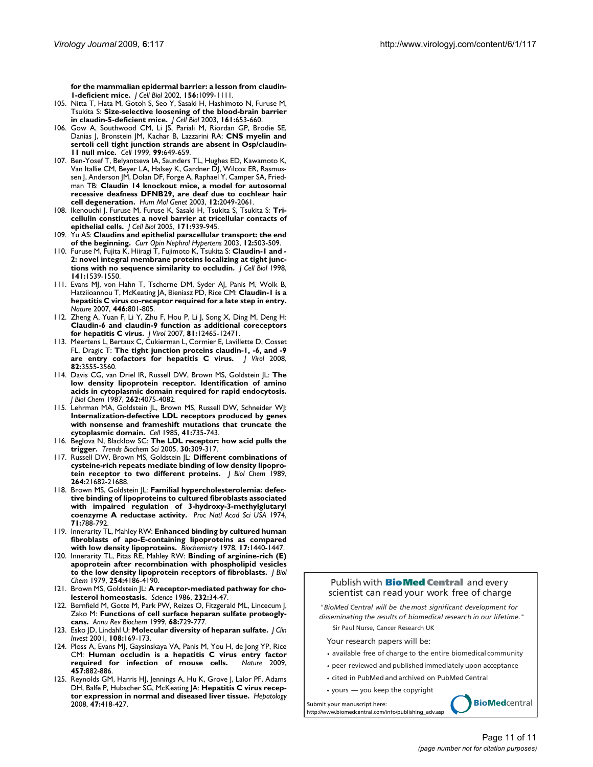for the mammalian epidermal barrier: a lesson from claudin-1-deficient mice. *J Cell Biol* 2002, **156**:1099-1111.

105. Nitta T, Hata M, Gotoh S, Seo Y, Sasaki H, Hashimoto N, Furuse M, Tsukita S: **Size-selective loosening of the blood-brain barrier in claudin-5-deficient mice.** *J Cell Biol* 2003, **161**:653-660.
106. Gow A, Southwood CM, Li JS, Pariali M, Riordan GP, Brodie SE, Danias J, Bronstein JM, Kachar B, Lazzarini RA: **CNS myelin and sertoli cell tight junction strands are absent in Osp/claudin-11 null mice.** *Cell* 1999, **99**:649-659.
107. Ben-Yosef T, Belyantseva IA, Saunders TL, Hughes ED, Kawamoto K, Van Itallie CM, Beyer LA, Halsey K, Gardner DJ, Wilcox ER, Rasmussen J, Anderson JM, Dolan DF, Forge A, Raphael Y, Camper SA, Friedman TB: **Claudin 14 knockout mice, a model for autosomal recessive deafness DFNB29, are deaf due to cochlear hair cell degeneration.** *Hum Mol Genet* 2003, **12**:2049-2061.
108. Ikenouchi J, Furuse M, Furuse K, Sasaki H, Tsukita S, Tsukita S: **Tricellulin constitutes a novel barrier at tricellular contacts of epithelial cells.** *J Cell Biol* 2005, **171**:939-945.
109. Yu AS: **Claudins and epithelial paracellular transport: the end of the beginning.** *Curr Opin Nephrol Hypertens* 2003, **12**:503-509.
110. Furuse M, Fujita K, Hiiragi T, Fujimoto K, Tsukita S: **Claudin-1 and -2: novel integral membrane proteins localizing at tight junctions with no sequence similarity to occludin.** *J Cell Biol* 1998, **141**:1539-1550.
111. Evans MJ, von Hahn T, Tscherne DM, Syder AJ, Panis M, Wolk B, Hatziioannou T, McKeating JA, Bieniasz PD, Rice CM: **Claudin-1 is a hepatitis C virus co-receptor required for a late step in entry.** *Nature* 2007, **446**:801-805.
112. Zheng A, Yuan F, Li Y, Zhu F, Hou P, Li J, Song X, Ding M, Deng H: **Claudin-6 and claudin-9 function as additional coreceptors for hepatitis C virus.** *J Virol* 2007, **81**:12465-12471.
113. Meertens L, Bertaux C, Cukierman L, Cormier E, Lavillette D, Cosset FL, Dragic T: **The tight junction proteins claudin-1, -6, and -9 are entry cofactors for hepatitis C virus.** *J Virol* 2008, **82**:3555-3560.
114. Davis CG, van Driel IR, Russell DW, Brown MS, Goldstein JL: **The low density lipoprotein receptor. Identification of amino acids in cytoplasmic domain required for rapid endocytosis.** *J Biol Chem* 1987, **262**:4075-4082.
115. Lehrman MA, Goldstein JL, Brown MS, Russell DW, Schneider WJ: **Internalization-defective LDL receptors produced by genes with nonsense and frameshift mutations that truncate the cytoplasmic domain.** *Cell* 1985, **41**:735-743.
116. Beglova N, Blacklow SC: **The LDL receptor: how acid pulls the trigger.** *Trends Biochem Sci* 2005, **30**:309-317.
117. Russell DW, Brown MS, Goldstein JL: **Different combinations of cysteine-rich repeats mediate binding of low density lipoprotein receptor to two different proteins.** *J Biol Chem* 1989, **264**:21682-21688.
118. Brown MS, Goldstein JL: **Familial hypercholesterolemia: defective binding of lipoproteins to cultured fibroblasts associated with impaired regulation of 3-hydroxy-3-methylglutaryl coenzyme A reductase activity.** *Proc Natl Acad Sci USA* 1974, **71**:788-792.
119. Innerarity TL, Mahley RW: **Enhanced binding by cultured human fibroblasts of apo-E-containing lipoproteins as compared with low density lipoproteins.** *Biochemistry* 1978, **17**:1440-1447.
120. Innerarity TL, Pitas RE, Mahley RW: **Binding of arginine-rich (E) apoprotein after recombination with phospholipid vesicles to the low density lipoprotein receptors of fibroblasts.** *J Biol Chem* 1979, **254**:4186-4190.
121. Brown MS, Goldstein JL: **A receptor-mediated pathway for cholesterol homeostasis.** *Science* 1986, **232**:34-47.
122. Bernfield M, Gotte M, Park PW, Reizes O, Fitzgerald ML, Lincecum J, Zako M: **Functions of cell surface heparan sulfate proteoglycans.** *Annu Rev Biochem* 1999, **68**:729-777.
123. Esko JD, Lindahl U: **Molecular diversity of heparan sulfate.** *J Clin Invest* 2001, **108**:169-173.
124. Ploss A, Evans MJ, Gaysinskaya VA, Panis M, You H, de Jong YP, Rice CM: **Human occludin is a hepatitis C virus entry factor required for infection of mouse cells.** *Nature* 2009, **457**:882-886.
125. Reynolds GM, Harris HJ, Jennings A, Hu K, Grove J, Lalor PF, Adams DH, Balfe P, Hubscher SG, McKeating JA: **Hepatitis C virus receptor expression in normal and diseased liver tissue.** *Hepatology* 2008, **47**:418-427.

Publish with **BioMed Central** and every scientist can read your work free of charge

*"BioMed Central will be the most significant development for disseminating the results of biomedical research in our lifetime."*
Sir Paul Nurse, Cancer Research UK

Your research papers will be:

- available free of charge to the entire biomedical community
- peer reviewed and published immediately upon acceptance
- cited in PubMed and archived on PubMed Central
- yours — you keep the copyright

Submit your manuscript here:
http://www.biomedcentral.com/info/publishing_adv.asp

BioMedcentral